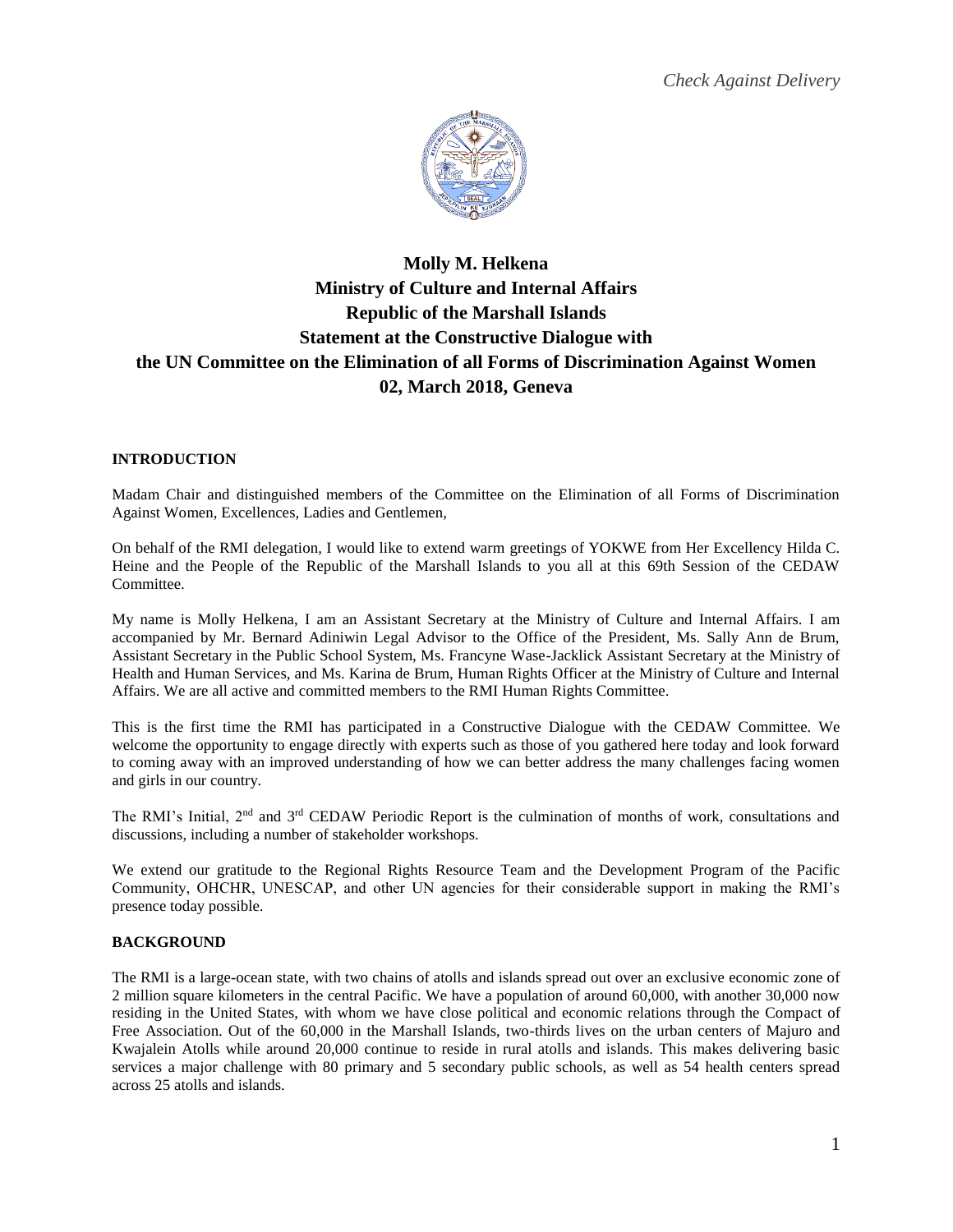*Check Against Delivery*

# Molly M. Helkena
# Ministry of Culture and Internal Affairs
# Republic of the Marshall Islands
# Statement at the Constructive Dialogue with
# the UN Committee on the Elimination of all Forms of Discrimination Against Women
# 02, March 2018, Geneva

## INTRODUCTION

Madam Chair and distinguished members of the Committee on the Elimination of all Forms of Discrimination Against Women, Excellences, Ladies and Gentlemen,

On behalf of the RMI delegation, I would like to extend warm greetings of YOKWE from Her Excellency Hilda C. Heine and the People of the Republic of the Marshall Islands to you all at this 69th Session of the CEDAW Committee.

My name is Molly Helkena, I am an Assistant Secretary at the Ministry of Culture and Internal Affairs. I am accompanied by Mr. Bernard Adiniwin Legal Advisor to the Office of the President, Ms. Sally Ann de Brum, Assistant Secretary in the Public School System, Ms. Francyne Wase-Jacklick Assistant Secretary at the Ministry of Health and Human Services, and Ms. Karina de Brum, Human Rights Officer at the Ministry of Culture and Internal Affairs. We are all active and committed members to the RMI Human Rights Committee.

This is the first time the RMI has participated in a Constructive Dialogue with the CEDAW Committee. We welcome the opportunity to engage directly with experts such as those of you gathered here today and look forward to coming away with an improved understanding of how we can better address the many challenges facing women and girls in our country.

The RMI's Initial, 2nd and 3rd CEDAW Periodic Report is the culmination of months of work, consultations and discussions, including a number of stakeholder workshops.

We extend our gratitude to the Regional Rights Resource Team and the Development Program of the Pacific Community, OHCHR, UNESCAP, and other UN agencies for their considerable support in making the RMI's presence today possible.

## BACKGROUND

The RMI is a large-ocean state, with two chains of atolls and islands spread out over an exclusive economic zone of 2 million square kilometers in the central Pacific. We have a population of around 60,000, with another 30,000 now residing in the United States, with whom we have close political and economic relations through the Compact of Free Association. Out of the 60,000 in the Marshall Islands, two-thirds lives on the urban centers of Majuro and Kwajalein Atolls while around 20,000 continue to reside in rural atolls and islands. This makes delivering basic services a major challenge with 80 primary and 5 secondary public schools, as well as 54 health centers spread across 25 atolls and islands.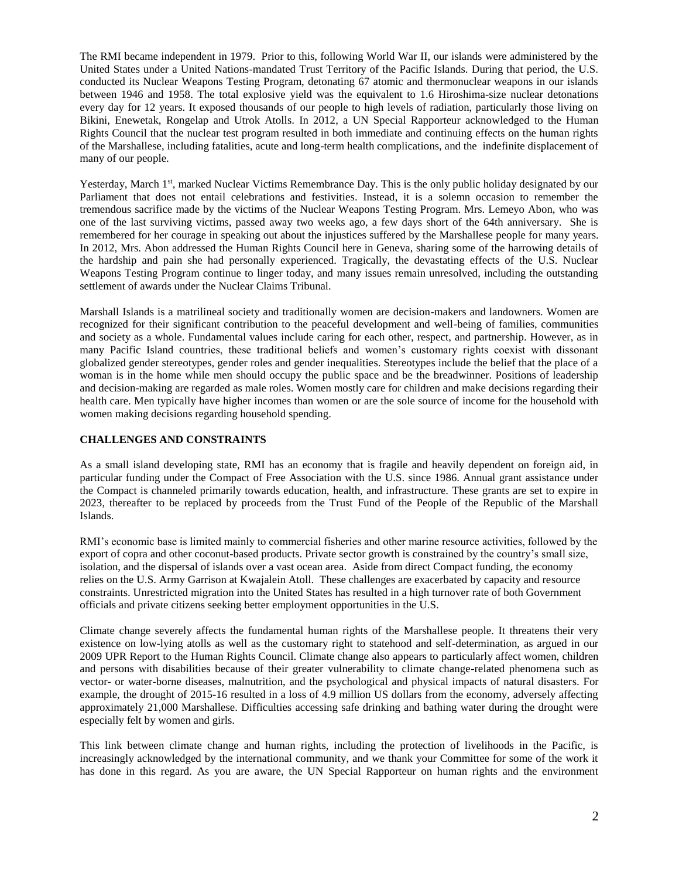The RMI became independent in 1979. Prior to this, following World War II, our islands were administered by the United States under a United Nations-mandated Trust Territory of the Pacific Islands. During that period, the U.S. conducted its Nuclear Weapons Testing Program, detonating 67 atomic and thermonuclear weapons in our islands between 1946 and 1958. The total explosive yield was the equivalent to 1.6 Hiroshima-size nuclear detonations every day for 12 years. It exposed thousands of our people to high levels of radiation, particularly those living on Bikini, Enewetak, Rongelap and Utrok Atolls. In 2012, a UN Special Rapporteur acknowledged to the Human Rights Council that the nuclear test program resulted in both immediate and continuing effects on the human rights of the Marshallese, including fatalities, acute and long-term health complications, and the indefinite displacement of many of our people.

Yesterday, March 1st, marked Nuclear Victims Remembrance Day. This is the only public holiday designated by our Parliament that does not entail celebrations and festivities. Instead, it is a solemn occasion to remember the tremendous sacrifice made by the victims of the Nuclear Weapons Testing Program. Mrs. Lemeyo Abon, who was one of the last surviving victims, passed away two weeks ago, a few days short of the 64th anniversary. She is remembered for her courage in speaking out about the injustices suffered by the Marshallese people for many years. In 2012, Mrs. Abon addressed the Human Rights Council here in Geneva, sharing some of the harrowing details of the hardship and pain she had personally experienced. Tragically, the devastating effects of the U.S. Nuclear Weapons Testing Program continue to linger today, and many issues remain unresolved, including the outstanding settlement of awards under the Nuclear Claims Tribunal.

Marshall Islands is a matrilineal society and traditionally women are decision-makers and landowners. Women are recognized for their significant contribution to the peaceful development and well-being of families, communities and society as a whole. Fundamental values include caring for each other, respect, and partnership. However, as in many Pacific Island countries, these traditional beliefs and women's customary rights coexist with dissonant globalized gender stereotypes, gender roles and gender inequalities. Stereotypes include the belief that the place of a woman is in the home while men should occupy the public space and be the breadwinner. Positions of leadership and decision-making are regarded as male roles. Women mostly care for children and make decisions regarding their health care. Men typically have higher incomes than women or are the sole source of income for the household with women making decisions regarding household spending.

**CHALLENGES AND CONSTRAINTS**

As a small island developing state, RMI has an economy that is fragile and heavily dependent on foreign aid, in particular funding under the Compact of Free Association with the U.S. since 1986. Annual grant assistance under the Compact is channeled primarily towards education, health, and infrastructure. These grants are set to expire in 2023, thereafter to be replaced by proceeds from the Trust Fund of the People of the Republic of the Marshall Islands.

RMI's economic base is limited mainly to commercial fisheries and other marine resource activities, followed by the export of copra and other coconut-based products. Private sector growth is constrained by the country's small size, isolation, and the dispersal of islands over a vast ocean area. Aside from direct Compact funding, the economy relies on the U.S. Army Garrison at Kwajalein Atoll. These challenges are exacerbated by capacity and resource constraints. Unrestricted migration into the United States has resulted in a high turnover rate of both Government officials and private citizens seeking better employment opportunities in the U.S.

Climate change severely affects the fundamental human rights of the Marshallese people. It threatens their very existence on low-lying atolls as well as the customary right to statehood and self-determination, as argued in our 2009 UPR Report to the Human Rights Council. Climate change also appears to particularly affect women, children and persons with disabilities because of their greater vulnerability to climate change-related phenomena such as vector- or water-borne diseases, malnutrition, and the psychological and physical impacts of natural disasters. For example, the drought of 2015-16 resulted in a loss of 4.9 million US dollars from the economy, adversely affecting approximately 21,000 Marshallese. Difficulties accessing safe drinking and bathing water during the drought were especially felt by women and girls.

This link between climate change and human rights, including the protection of livelihoods in the Pacific, is increasingly acknowledged by the international community, and we thank your Committee for some of the work it has done in this regard. As you are aware, the UN Special Rapporteur on human rights and the environment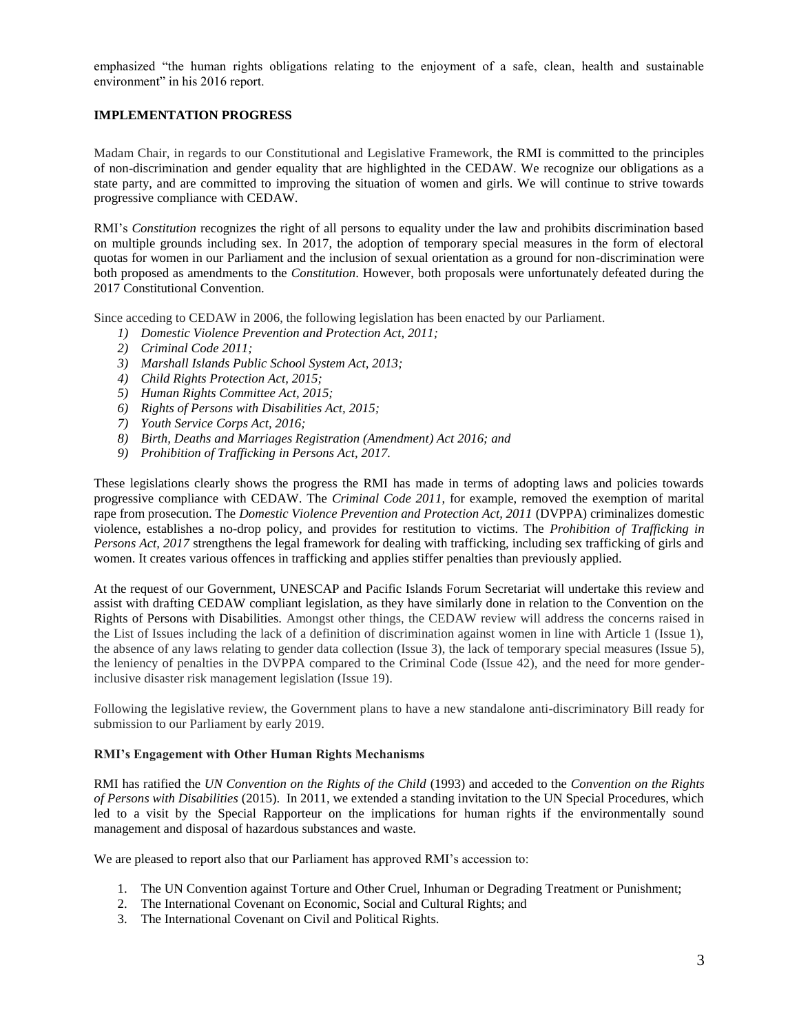emphasized "the human rights obligations relating to the enjoyment of a safe, clean, health and sustainable environment" in his 2016 report.

## IMPLEMENTATION PROGRESS

Madam Chair, in regards to our Constitutional and Legislative Framework, the RMI is committed to the principles of non-discrimination and gender equality that are highlighted in the CEDAW. We recognize our obligations as a state party, and are committed to improving the situation of women and girls. We will continue to strive towards progressive compliance with CEDAW.

RMI's *Constitution* recognizes the right of all persons to equality under the law and prohibits discrimination based on multiple grounds including sex. In 2017, the adoption of temporary special measures in the form of electoral quotas for women in our Parliament and the inclusion of sexual orientation as a ground for non-discrimination were both proposed as amendments to the *Constitution*. However, both proposals were unfortunately defeated during the 2017 Constitutional Convention.

Since acceding to CEDAW in 2006, the following legislation has been enacted by our Parliament.

1) *Domestic Violence Prevention and Protection Act, 2011;*
2) *Criminal Code 2011;*
3) *Marshall Islands Public School System Act, 2013;*
4) *Child Rights Protection Act, 2015;*
5) *Human Rights Committee Act, 2015;*
6) *Rights of Persons with Disabilities Act, 2015;*
7) *Youth Service Corps Act, 2016;*
8) *Birth, Deaths and Marriages Registration (Amendment) Act 2016; and*
9) *Prohibition of Trafficking in Persons Act, 2017.*

These legislations clearly shows the progress the RMI has made in terms of adopting laws and policies towards progressive compliance with CEDAW. The *Criminal Code 2011*, for example, removed the exemption of marital rape from prosecution. The *Domestic Violence Prevention and Protection Act, 2011* (DVPPA) criminalizes domestic violence, establishes a no-drop policy, and provides for restitution to victims. The *Prohibition of Trafficking in Persons Act, 2017* strengthens the legal framework for dealing with trafficking, including sex trafficking of girls and women. It creates various offences in trafficking and applies stiffer penalties than previously applied.

At the request of our Government, UNESCAP and Pacific Islands Forum Secretariat will undertake this review and assist with drafting CEDAW compliant legislation, as they have similarly done in relation to the Convention on the Rights of Persons with Disabilities. Amongst other things, the CEDAW review will address the concerns raised in the List of Issues including the lack of a definition of discrimination against women in line with Article 1 (Issue 1), the absence of any laws relating to gender data collection (Issue 3), the lack of temporary special measures (Issue 5), the leniency of penalties in the DVPPA compared to the Criminal Code (Issue 42), and the need for more gender-inclusive disaster risk management legislation (Issue 19).

Following the legislative review, the Government plans to have a new standalone anti-discriminatory Bill ready for submission to our Parliament by early 2019.

### RMI's Engagement with Other Human Rights Mechanisms

RMI has ratified the *UN Convention on the Rights of the Child* (1993) and acceded to the *Convention on the Rights of Persons with Disabilities* (2015). In 2011, we extended a standing invitation to the UN Special Procedures, which led to a visit by the Special Rapporteur on the implications for human rights if the environmentally sound management and disposal of hazardous substances and waste.

We are pleased to report also that our Parliament has approved RMI's accession to:

1. The UN Convention against Torture and Other Cruel, Inhuman or Degrading Treatment or Punishment;
2. The International Covenant on Economic, Social and Cultural Rights; and
3. The International Covenant on Civil and Political Rights.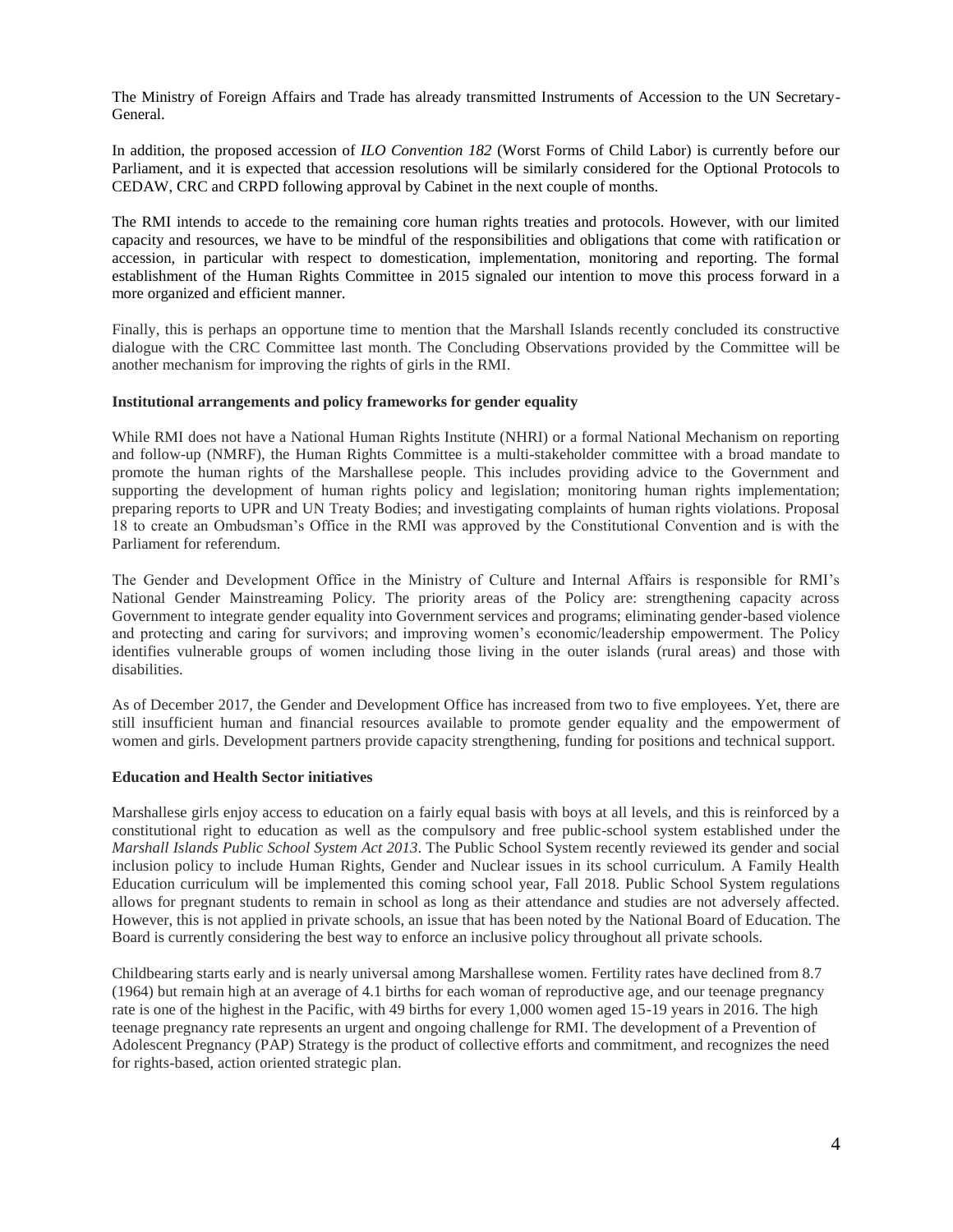The Ministry of Foreign Affairs and Trade has already transmitted Instruments of Accession to the UN Secretary-General.

In addition, the proposed accession of *ILO Convention 182* (Worst Forms of Child Labor) is currently before our Parliament, and it is expected that accession resolutions will be similarly considered for the Optional Protocols to CEDAW, CRC and CRPD following approval by Cabinet in the next couple of months.

The RMI intends to accede to the remaining core human rights treaties and protocols. However, with our limited capacity and resources, we have to be mindful of the responsibilities and obligations that come with ratification or accession, in particular with respect to domestication, implementation, monitoring and reporting. The formal establishment of the Human Rights Committee in 2015 signaled our intention to move this process forward in a more organized and efficient manner.

Finally, this is perhaps an opportune time to mention that the Marshall Islands recently concluded its constructive dialogue with the CRC Committee last month. The Concluding Observations provided by the Committee will be another mechanism for improving the rights of girls in the RMI.

**Institutional arrangements and policy frameworks for gender equality**

While RMI does not have a National Human Rights Institute (NHRI) or a formal National Mechanism on reporting and follow-up (NMRF), the Human Rights Committee is a multi-stakeholder committee with a broad mandate to promote the human rights of the Marshallese people. This includes providing advice to the Government and supporting the development of human rights policy and legislation; monitoring human rights implementation; preparing reports to UPR and UN Treaty Bodies; and investigating complaints of human rights violations. Proposal 18 to create an Ombudsman's Office in the RMI was approved by the Constitutional Convention and is with the Parliament for referendum.

The Gender and Development Office in the Ministry of Culture and Internal Affairs is responsible for RMI's National Gender Mainstreaming Policy. The priority areas of the Policy are: strengthening capacity across Government to integrate gender equality into Government services and programs; eliminating gender-based violence and protecting and caring for survivors; and improving women's economic/leadership empowerment. The Policy identifies vulnerable groups of women including those living in the outer islands (rural areas) and those with disabilities.

As of December 2017, the Gender and Development Office has increased from two to five employees. Yet, there are still insufficient human and financial resources available to promote gender equality and the empowerment of women and girls. Development partners provide capacity strengthening, funding for positions and technical support.

**Education and Health Sector initiatives**

Marshallese girls enjoy access to education on a fairly equal basis with boys at all levels, and this is reinforced by a constitutional right to education as well as the compulsory and free public-school system established under the *Marshall Islands Public School System Act 2013*. The Public School System recently reviewed its gender and social inclusion policy to include Human Rights, Gender and Nuclear issues in its school curriculum. A Family Health Education curriculum will be implemented this coming school year, Fall 2018. Public School System regulations allows for pregnant students to remain in school as long as their attendance and studies are not adversely affected. However, this is not applied in private schools, an issue that has been noted by the National Board of Education. The Board is currently considering the best way to enforce an inclusive policy throughout all private schools.

Childbearing starts early and is nearly universal among Marshallese women. Fertility rates have declined from 8.7 (1964) but remain high at an average of 4.1 births for each woman of reproductive age, and our teenage pregnancy rate is one of the highest in the Pacific, with 49 births for every 1,000 women aged 15-19 years in 2016. The high teenage pregnancy rate represents an urgent and ongoing challenge for RMI. The development of a Prevention of Adolescent Pregnancy (PAP) Strategy is the product of collective efforts and commitment, and recognizes the need for rights-based, action oriented strategic plan.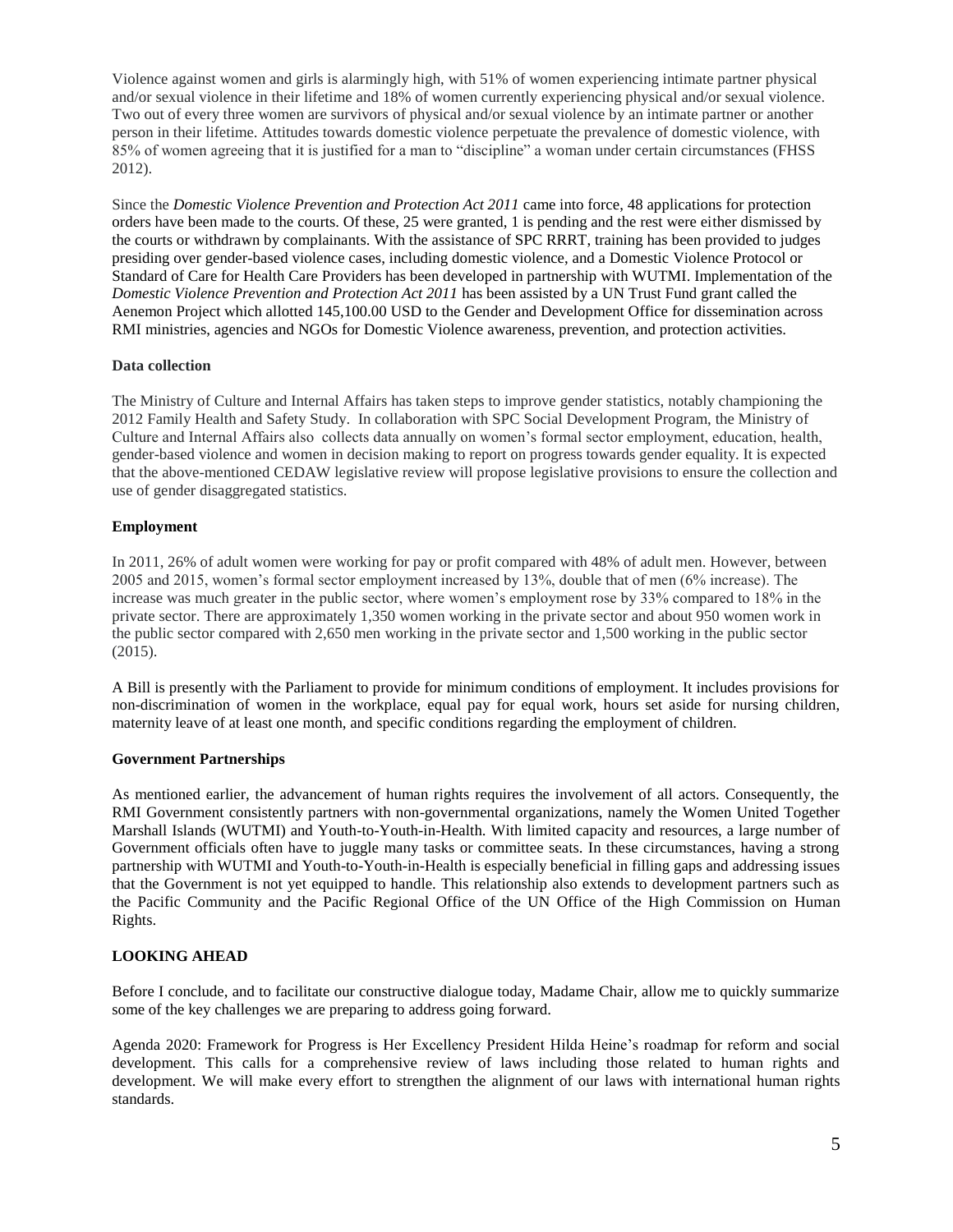Violence against women and girls is alarmingly high, with 51% of women experiencing intimate partner physical and/or sexual violence in their lifetime and 18% of women currently experiencing physical and/or sexual violence. Two out of every three women are survivors of physical and/or sexual violence by an intimate partner or another person in their lifetime. Attitudes towards domestic violence perpetuate the prevalence of domestic violence, with 85% of women agreeing that it is justified for a man to "discipline" a woman under certain circumstances (FHSS 2012).

Since the *Domestic Violence Prevention and Protection Act 2011* came into force, 48 applications for protection orders have been made to the courts. Of these, 25 were granted, 1 is pending and the rest were either dismissed by the courts or withdrawn by complainants. With the assistance of SPC RRRT, training has been provided to judges presiding over gender-based violence cases, including domestic violence, and a Domestic Violence Protocol or Standard of Care for Health Care Providers has been developed in partnership with WUTMI. Implementation of the *Domestic Violence Prevention and Protection Act 2011* has been assisted by a UN Trust Fund grant called the Aenemon Project which allotted 145,100.00 USD to the Gender and Development Office for dissemination across RMI ministries, agencies and NGOs for Domestic Violence awareness, prevention, and protection activities.

**Data collection**

The Ministry of Culture and Internal Affairs has taken steps to improve gender statistics, notably championing the 2012 Family Health and Safety Study. In collaboration with SPC Social Development Program, the Ministry of Culture and Internal Affairs also collects data annually on women's formal sector employment, education, health, gender-based violence and women in decision making to report on progress towards gender equality. It is expected that the above-mentioned CEDAW legislative review will propose legislative provisions to ensure the collection and use of gender disaggregated statistics.

**Employment**

In 2011, 26% of adult women were working for pay or profit compared with 48% of adult men. However, between 2005 and 2015, women's formal sector employment increased by 13%, double that of men (6% increase). The increase was much greater in the public sector, where women's employment rose by 33% compared to 18% in the private sector. There are approximately 1,350 women working in the private sector and about 950 women work in the public sector compared with 2,650 men working in the private sector and 1,500 working in the public sector (2015).

A Bill is presently with the Parliament to provide for minimum conditions of employment. It includes provisions for non-discrimination of women in the workplace, equal pay for equal work, hours set aside for nursing children, maternity leave of at least one month, and specific conditions regarding the employment of children.

**Government Partnerships**

As mentioned earlier, the advancement of human rights requires the involvement of all actors. Consequently, the RMI Government consistently partners with non-governmental organizations, namely the Women United Together Marshall Islands (WUTMI) and Youth-to-Youth-in-Health. With limited capacity and resources, a large number of Government officials often have to juggle many tasks or committee seats. In these circumstances, having a strong partnership with WUTMI and Youth-to-Youth-in-Health is especially beneficial in filling gaps and addressing issues that the Government is not yet equipped to handle. This relationship also extends to development partners such as the Pacific Community and the Pacific Regional Office of the UN Office of the High Commission on Human Rights.

**LOOKING AHEAD**

Before I conclude, and to facilitate our constructive dialogue today, Madame Chair, allow me to quickly summarize some of the key challenges we are preparing to address going forward.

Agenda 2020: Framework for Progress is Her Excellency President Hilda Heine's roadmap for reform and social development. This calls for a comprehensive review of laws including those related to human rights and development. We will make every effort to strengthen the alignment of our laws with international human rights standards.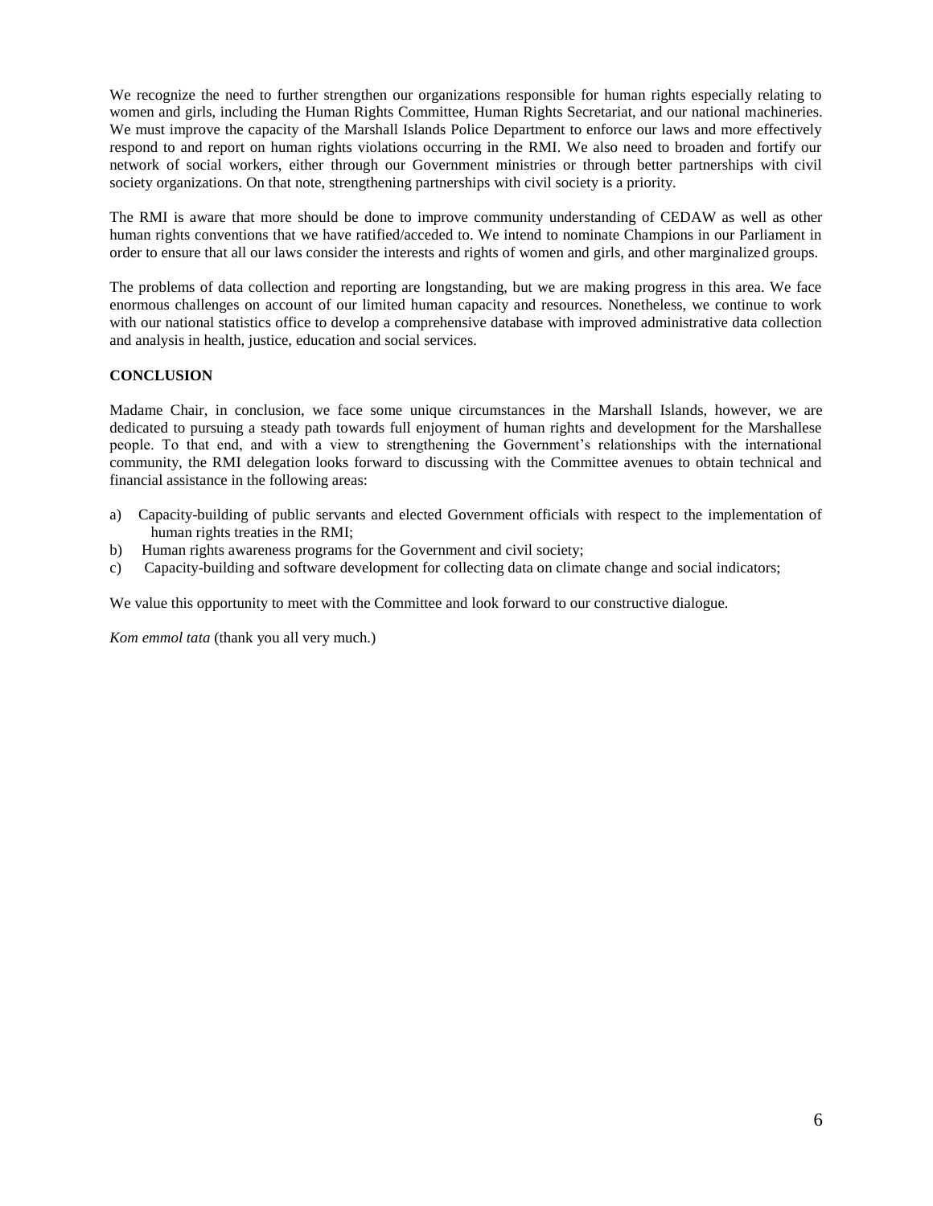We recognize the need to further strengthen our organizations responsible for human rights especially relating to women and girls, including the Human Rights Committee, Human Rights Secretariat, and our national machineries. We must improve the capacity of the Marshall Islands Police Department to enforce our laws and more effectively respond to and report on human rights violations occurring in the RMI. We also need to broaden and fortify our network of social workers, either through our Government ministries or through better partnerships with civil society organizations. On that note, strengthening partnerships with civil society is a priority.

The RMI is aware that more should be done to improve community understanding of CEDAW as well as other human rights conventions that we have ratified/acceded to. We intend to nominate Champions in our Parliament in order to ensure that all our laws consider the interests and rights of women and girls, and other marginalized groups.

The problems of data collection and reporting are longstanding, but we are making progress in this area. We face enormous challenges on account of our limited human capacity and resources. Nonetheless, we continue to work with our national statistics office to develop a comprehensive database with improved administrative data collection and analysis in health, justice, education and social services.

**CONCLUSION**

Madame Chair, in conclusion, we face some unique circumstances in the Marshall Islands, however, we are dedicated to pursuing a steady path towards full enjoyment of human rights and development for the Marshallese people. To that end, and with a view to strengthening the Government's relationships with the international community, the RMI delegation looks forward to discussing with the Committee avenues to obtain technical and financial assistance in the following areas:

a) Capacity-building of public servants and elected Government officials with respect to the implementation of human rights treaties in the RMI;
b) Human rights awareness programs for the Government and civil society;
c) Capacity-building and software development for collecting data on climate change and social indicators;

We value this opportunity to meet with the Committee and look forward to our constructive dialogue.

*Kom emmol tata* (thank you all very much.)